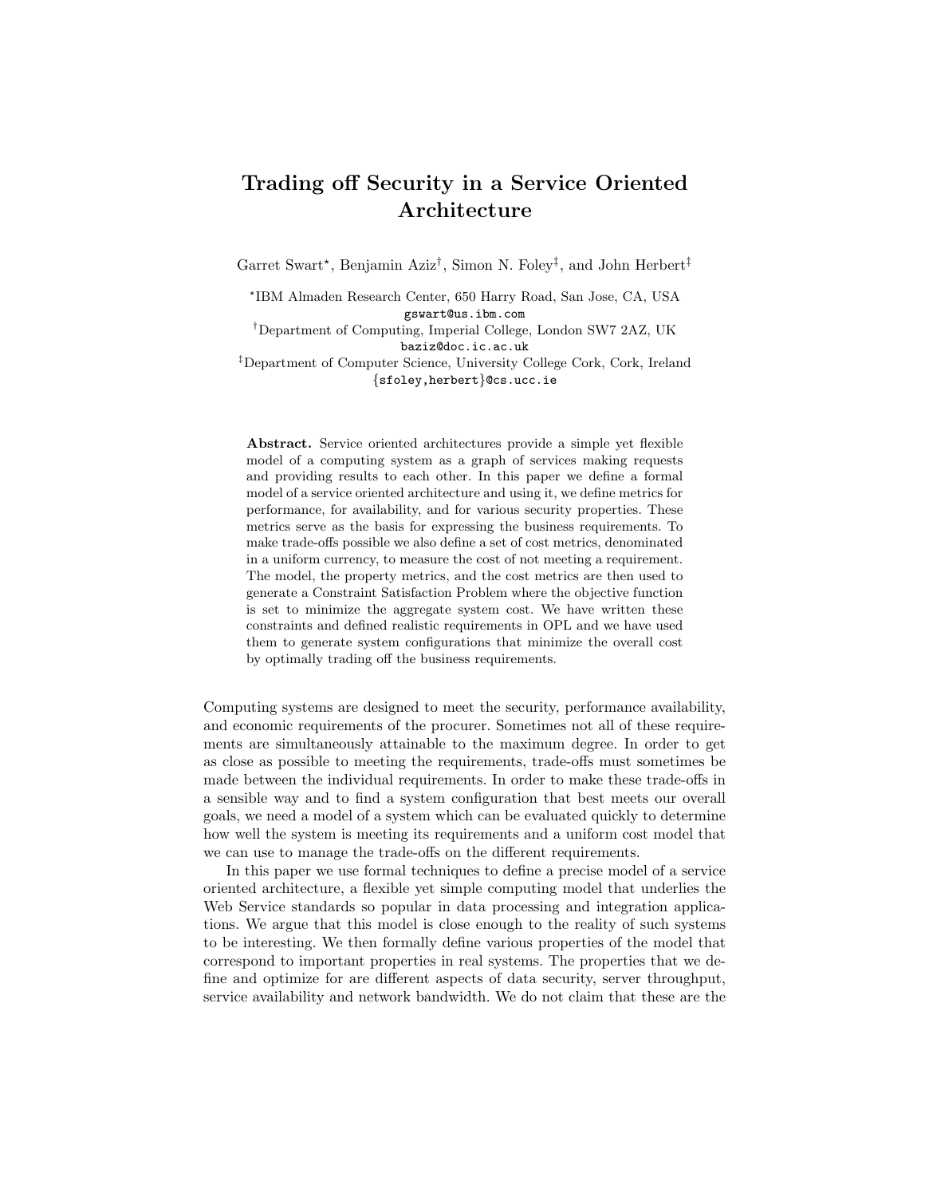# Trading off Security in a Service Oriented Architecture

Garret Swart[⋆], Benjamin Aziz[†], Simon N. Foley[‡], and John Herbert[‡]

[⋆]IBM Almaden Research Center, 650 Harry Road, San Jose, CA, USA
gswart@us.ibm.com

[†]Department of Computing, Imperial College, London SW7 2AZ, UK
baziz@doc.ic.ac.uk

[‡]Department of Computer Science, University College Cork, Cork, Ireland
{sfoley,herbert}@cs.ucc.ie

**Abstract.** Service oriented architectures provide a simple yet flexible model of a computing system as a graph of services making requests and providing results to each other. In this paper we define a formal model of a service oriented architecture and using it, we define metrics for performance, for availability, and for various security properties. These metrics serve as the basis for expressing the business requirements. To make trade-offs possible we also define a set of cost metrics, denominated in a uniform currency, to measure the cost of not meeting a requirement. The model, the property metrics, and the cost metrics are then used to generate a Constraint Satisfaction Problem where the objective function is set to minimize the aggregate system cost. We have written these constraints and defined realistic requirements in OPL and we have used them to generate system configurations that minimize the overall cost by optimally trading off the business requirements.

Computing systems are designed to meet the security, performance availability, and economic requirements of the procurer. Sometimes not all of these requirements are simultaneously attainable to the maximum degree. In order to get as close as possible to meeting the requirements, trade-offs must sometimes be made between the individual requirements. In order to make these trade-offs in a sensible way and to find a system configuration that best meets our overall goals, we need a model of a system which can be evaluated quickly to determine how well the system is meeting its requirements and a uniform cost model that we can use to manage the trade-offs on the different requirements.

In this paper we use formal techniques to define a precise model of a service oriented architecture, a flexible yet simple computing model that underlies the Web Service standards so popular in data processing and integration applications. We argue that this model is close enough to the reality of such systems to be interesting. We then formally define various properties of the model that correspond to important properties in real systems. The properties that we define and optimize for are different aspects of data security, server throughput, service availability and network bandwidth. We do not claim that these are the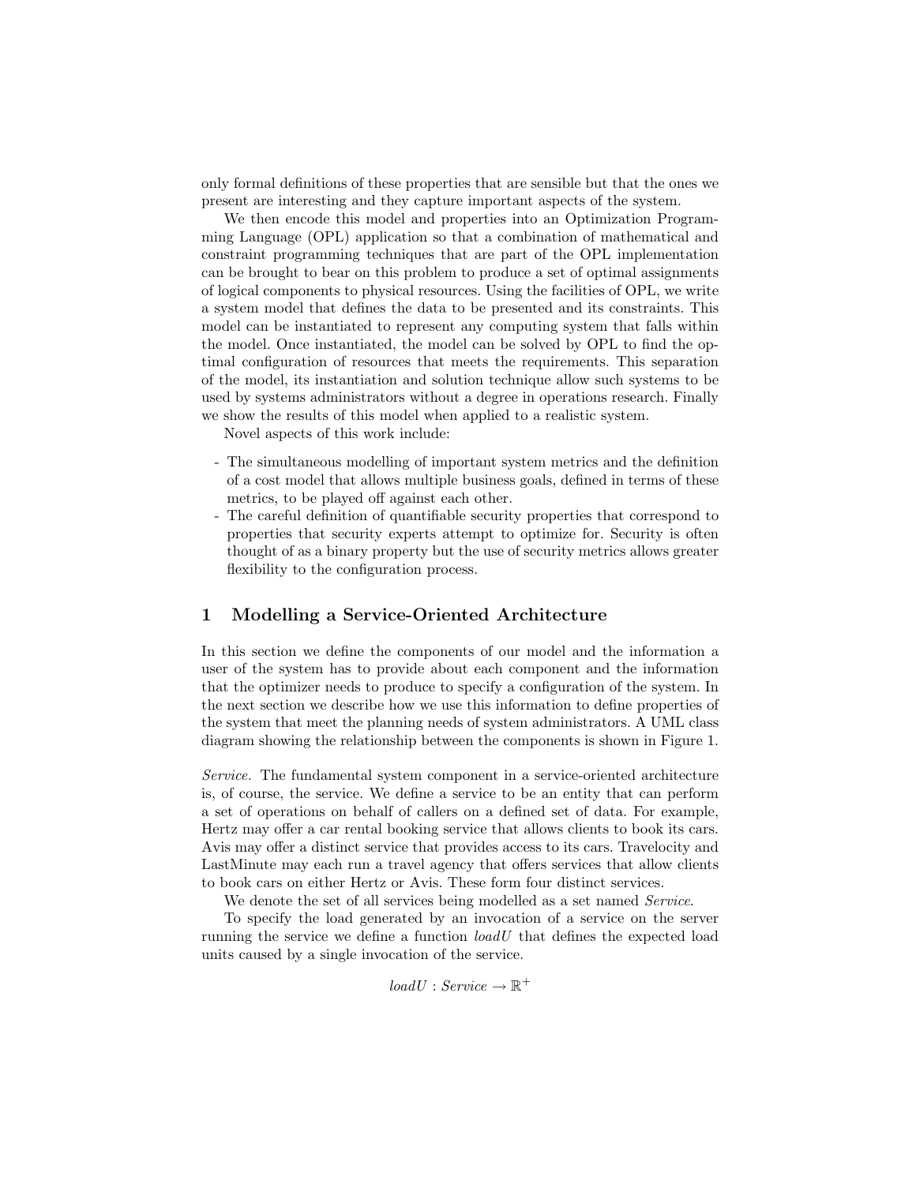only formal definitions of these properties that are sensible but that the ones we present are interesting and they capture important aspects of the system.

We then encode this model and properties into an Optimization Programming Language (OPL) application so that a combination of mathematical and constraint programming techniques that are part of the OPL implementation can be brought to bear on this problem to produce a set of optimal assignments of logical components to physical resources. Using the facilities of OPL, we write a system model that defines the data to be presented and its constraints. This model can be instantiated to represent any computing system that falls within the model. Once instantiated, the model can be solved by OPL to find the optimal configuration of resources that meets the requirements. This separation of the model, its instantiation and solution technique allow such systems to be used by systems administrators without a degree in operations research. Finally we show the results of this model when applied to a realistic system.

Novel aspects of this work include:

- The simultaneous modelling of important system metrics and the definition of a cost model that allows multiple business goals, defined in terms of these metrics, to be played off against each other.
- The careful definition of quantifiable security properties that correspond to properties that security experts attempt to optimize for. Security is often thought of as a binary property but the use of security metrics allows greater flexibility to the configuration process.

## 1 Modelling a Service-Oriented Architecture

In this section we define the components of our model and the information a user of the system has to provide about each component and the information that the optimizer needs to produce to specify a configuration of the system. In the next section we describe how we use this information to define properties of the system that meet the planning needs of system administrators. A UML class diagram showing the relationship between the components is shown in Figure 1.

*Service.* The fundamental system component in a service-oriented architecture is, of course, the service. We define a service to be an entity that can perform a set of operations on behalf of callers on a defined set of data. For example, Hertz may offer a car rental booking service that allows clients to book its cars. Avis may offer a distinct service that provides access to its cars. Travelocity and LastMinute may each run a travel agency that offers services that allow clients to book cars on either Hertz or Avis. These form four distinct services.

We denote the set of all services being modelled as a set named *Service*.

To specify the load generated by an invocation of a service on the server running the service we define a function *loadU* that defines the expected load units caused by a single invocation of the service.

$$loadU : Service \rightarrow \mathbb{R}^+$$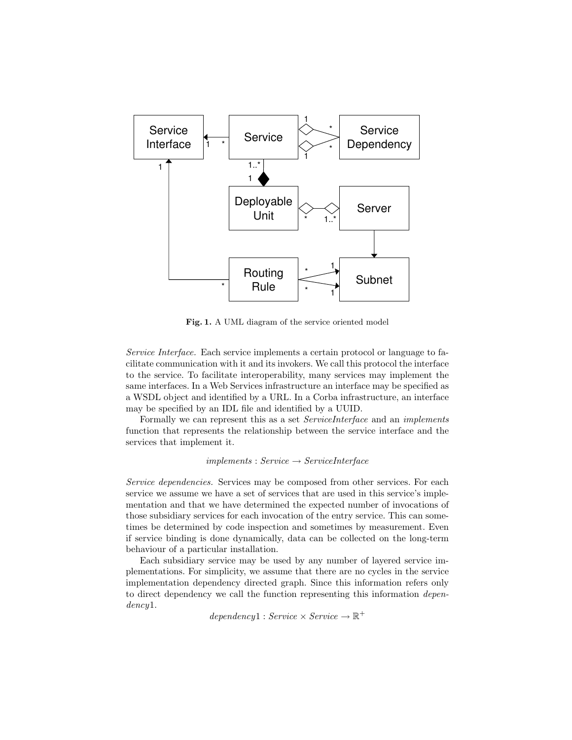**Fig. 1.** A UML diagram of the service oriented model

*Service Interface.* Each service implements a certain protocol or language to facilitate communication with it and its invokers. We call this protocol the interface to the service. To facilitate interoperability, many services may implement the same interfaces. In a Web Services infrastructure an interface may be specified as a WSDL object and identified by a URL. In a Corba infrastructure, an interface may be specified by an IDL file and identified by a UUID.

Formally we can represent this as a set *ServiceInterface* and an *implements* function that represents the relationship between the service interface and the services that implement it.

$$implements : Service \rightarrow ServiceInterface$$

*Service dependencies.* Services may be composed from other services. For each service we assume we have a set of services that are used in this service's implementation and that we have determined the expected number of invocations of those subsidiary services for each invocation of the entry service. This can sometimes be determined by code inspection and sometimes by measurement. Even if service binding is done dynamically, data can be collected on the long-term behaviour of a particular installation.

Each subsidiary service may be used by any number of layered service implementations. For simplicity, we assume that there are no cycles in the service implementation dependency directed graph. Since this information refers only to direct dependency we call the function representing this information *dependency*1.

$$dependency1 : Service \times Service \rightarrow \mathbb{R}^{+}$$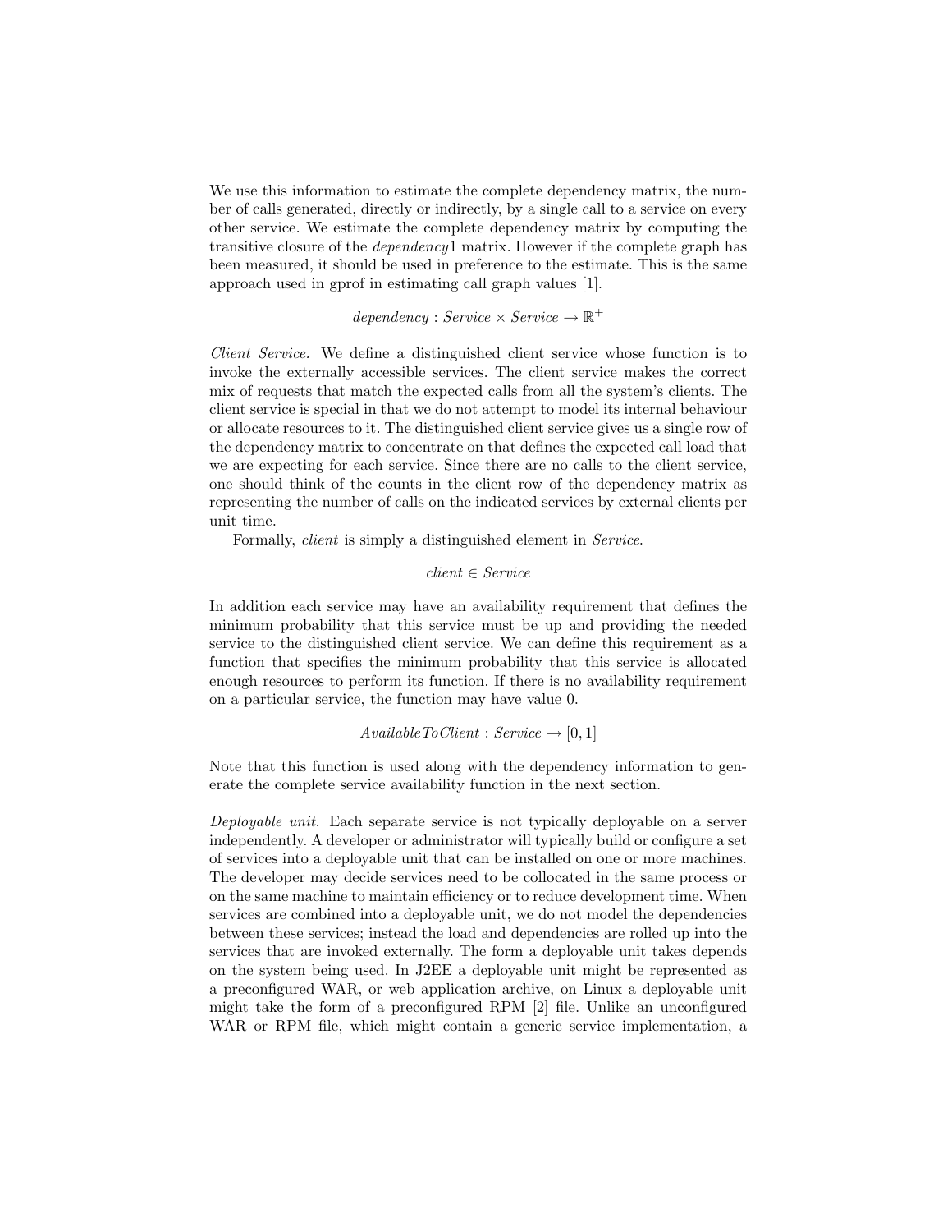We use this information to estimate the complete dependency matrix, the number of calls generated, directly or indirectly, by a single call to a service on every other service. We estimate the complete dependency matrix by computing the transitive closure of the *dependency*1 matrix. However if the complete graph has been measured, it should be used in preference to the estimate. This is the same approach used in gprof in estimating call graph values [1].

$$dependency : Service \times Service \rightarrow \mathbb{R}^{+}$$

*Client Service.* We define a distinguished client service whose function is to invoke the externally accessible services. The client service makes the correct mix of requests that match the expected calls from all the system's clients. The client service is special in that we do not attempt to model its internal behaviour or allocate resources to it. The distinguished client service gives us a single row of the dependency matrix to concentrate on that defines the expected call load that we are expecting for each service. Since there are no calls to the client service, one should think of the counts in the client row of the dependency matrix as representing the number of calls on the indicated services by external clients per unit time.

Formally, *client* is simply a distinguished element in *Service*.

$$client \in Service$$

In addition each service may have an availability requirement that defines the minimum probability that this service must be up and providing the needed service to the distinguished client service. We can define this requirement as a function that specifies the minimum probability that this service is allocated enough resources to perform its function. If there is no availability requirement on a particular service, the function may have value 0.

$$AvailableToClient : Service \rightarrow [0, 1]$$

Note that this function is used along with the dependency information to generate the complete service availability function in the next section.

*Deployable unit.* Each separate service is not typically deployable on a server independently. A developer or administrator will typically build or configure a set of services into a deployable unit that can be installed on one or more machines. The developer may decide services need to be collocated in the same process or on the same machine to maintain efficiency or to reduce development time. When services are combined into a deployable unit, we do not model the dependencies between these services; instead the load and dependencies are rolled up into the services that are invoked externally. The form a deployable unit takes depends on the system being used. In J2EE a deployable unit might be represented as a preconfigured WAR, or web application archive, on Linux a deployable unit might take the form of a preconfigured RPM [2] file. Unlike an unconfigured WAR or RPM file, which might contain a generic service implementation, a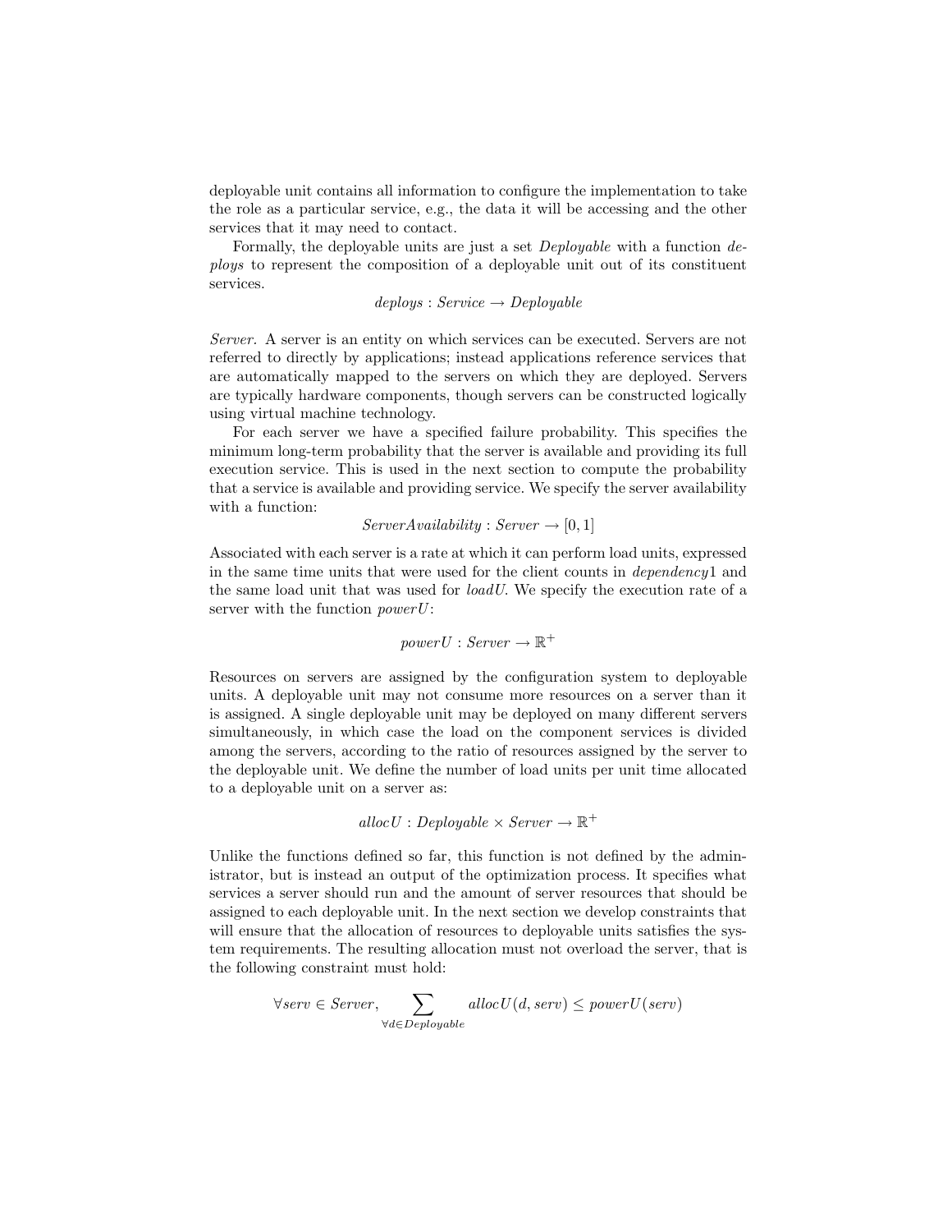deployable unit contains all information to configure the implementation to take the role as a particular service, e.g., the data it will be accessing and the other services that it may need to contact.

Formally, the deployable units are just a set *Deployable* with a function *deploys* to represent the composition of a deployable unit out of its constituent services.

$$deploys : Service \rightarrow Deployable$$

*Server.* A server is an entity on which services can be executed. Servers are not referred to directly by applications; instead applications reference services that are automatically mapped to the servers on which they are deployed. Servers are typically hardware components, though servers can be constructed logically using virtual machine technology.

For each server we have a specified failure probability. This specifies the minimum long-term probability that the server is available and providing its full execution service. This is used in the next section to compute the probability that a service is available and providing service. We specify the server availability with a function:

$$ServerAvailability : Server \rightarrow [0, 1]$$

Associated with each server is a rate at which it can perform load units, expressed in the same time units that were used for the client counts in $dependency1$ and the same load unit that was used for $loadU$. We specify the execution rate of a server with the function $powerU$:

$$powerU : Server \rightarrow \mathbb{R}^+$$

Resources on servers are assigned by the configuration system to deployable units. A deployable unit may not consume more resources on a server than it is assigned. A single deployable unit may be deployed on many different servers simultaneously, in which case the load on the component services is divided among the servers, according to the ratio of resources assigned by the server to the deployable unit. We define the number of load units per unit time allocated to a deployable unit on a server as:

$$allocU : Deployable \times Server \rightarrow \mathbb{R}^+$$

Unlike the functions defined so far, this function is not defined by the administrator, but is instead an output of the optimization process. It specifies what services a server should run and the amount of server resources that should be assigned to each deployable unit. In the next section we develop constraints that will ensure that the allocation of resources to deployable units satisfies the system requirements. The resulting allocation must not overload the server, that is the following constraint must hold:

$$\forall serv \in Server, \sum_{\forall d \in Deployable} allocU(d, serv) \leq powerU(serv)$$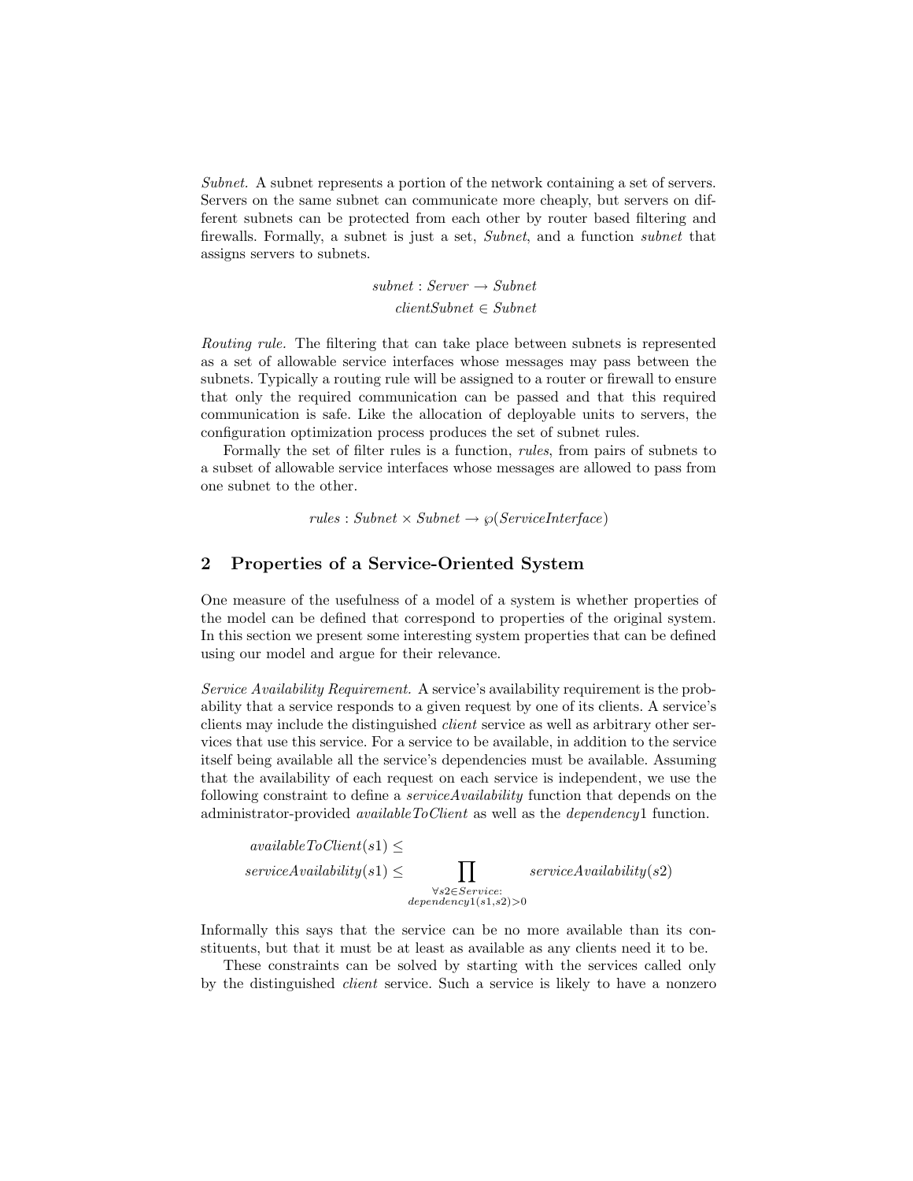*Subnet.* A subnet represents a portion of the network containing a set of servers. Servers on the same subnet can communicate more cheaply, but servers on different subnets can be protected from each other by router based filtering and firewalls. Formally, a subnet is just a set, *Subnet*, and a function *subnet* that assigns servers to subnets.

$$subnet : Server \rightarrow Subnet$$
$$clientSubnet \in Subnet$$

*Routing rule.* The filtering that can take place between subnets is represented as a set of allowable service interfaces whose messages may pass between the subnets. Typically a routing rule will be assigned to a router or firewall to ensure that only the required communication can be passed and that this required communication is safe. Like the allocation of deployable units to servers, the configuration optimization process produces the set of subnet rules.

Formally the set of filter rules is a function, *rules*, from pairs of subnets to a subset of allowable service interfaces whose messages are allowed to pass from one subnet to the other.

$$rules : Subnet \times Subnet \rightarrow \wp(ServiceInterface)$$

## 2 Properties of a Service-Oriented System

One measure of the usefulness of a model of a system is whether properties of the model can be defined that correspond to properties of the original system. In this section we present some interesting system properties that can be defined using our model and argue for their relevance.

*Service Availability Requirement.* A service's availability requirement is the probability that a service responds to a given request by one of its clients. A service's clients may include the distinguished *client* service as well as arbitrary other services that use this service. For a service to be available, in addition to the service itself being available all the service's dependencies must be available. Assuming that the availability of each request on each service is independent, we use the following constraint to define a *serviceAvailability* function that depends on the administrator-provided *availableToClient* as well as the *dependency*1 function.

$$availableToClient(s1) \leq$$
$$serviceAvailability(s1) \leq \prod_{\substack{\forall s2 \in Service: \\ dependency1(s1,s2)>0}} serviceAvailability(s2)$$

Informally this says that the service can be no more available than its constituents, but that it must be at least as available as any clients need it to be.

These constraints can be solved by starting with the services called only by the distinguished *client* service. Such a service is likely to have a nonzero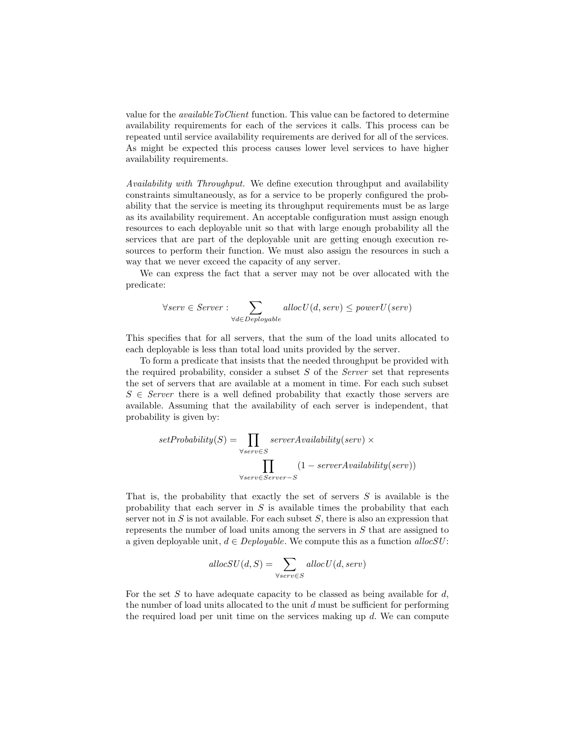value for the *availableToClient* function. This value can be factored to determine availability requirements for each of the services it calls. This process can be repeated until service availability requirements are derived for all of the services. As might be expected this process causes lower level services to have higher availability requirements.

*Availability with Throughput.* We define execution throughput and availability constraints simultaneously, as for a service to be properly configured the probability that the service is meeting its throughput requirements must be as large as its availability requirement. An acceptable configuration must assign enough resources to each deployable unit so that with large enough probability all the services that are part of the deployable unit are getting enough execution resources to perform their function. We must also assign the resources in such a way that we never exceed the capacity of any server.

We can express the fact that a server may not be over allocated with the predicate:

$$\forall serv \in Server : \sum_{\forall d \in Deployable} allocU(d, serv) \leq powerU(serv)$$

This specifies that for all servers, that the sum of the load units allocated to each deployable is less than total load units provided by the server.

To form a predicate that insists that the needed throughput be provided with the required probability, consider a subset $S$ of the *Server* set that represents the set of servers that are available at a moment in time. For each such subset $S \in Server$ there is a well defined probability that exactly those servers are available. Assuming that the availability of each server is independent, that probability is given by:

$$setProbability(S) = \prod_{\forall serv \in S} serverAvailability(serv) \times \prod_{\forall serv \in Server - S} (1 - serverAvailability(serv))$$

That is, the probability that exactly the set of servers $S$ is available is the probability that each server in $S$ is available times the probability that each server not in $S$ is not available. For each subset $S$, there is also an expression that represents the number of load units among the servers in $S$ that are assigned to a given deployable unit, $d \in Deployable$. We compute this as a function *allocSU*:

$$allocSU(d, S) = \sum_{\forall serv \in S} allocU(d, serv)$$

For the set $S$ to have adequate capacity to be classed as being available for $d$, the number of load units allocated to the unit $d$ must be sufficient for performing the required load per unit time on the services making up $d$. We can compute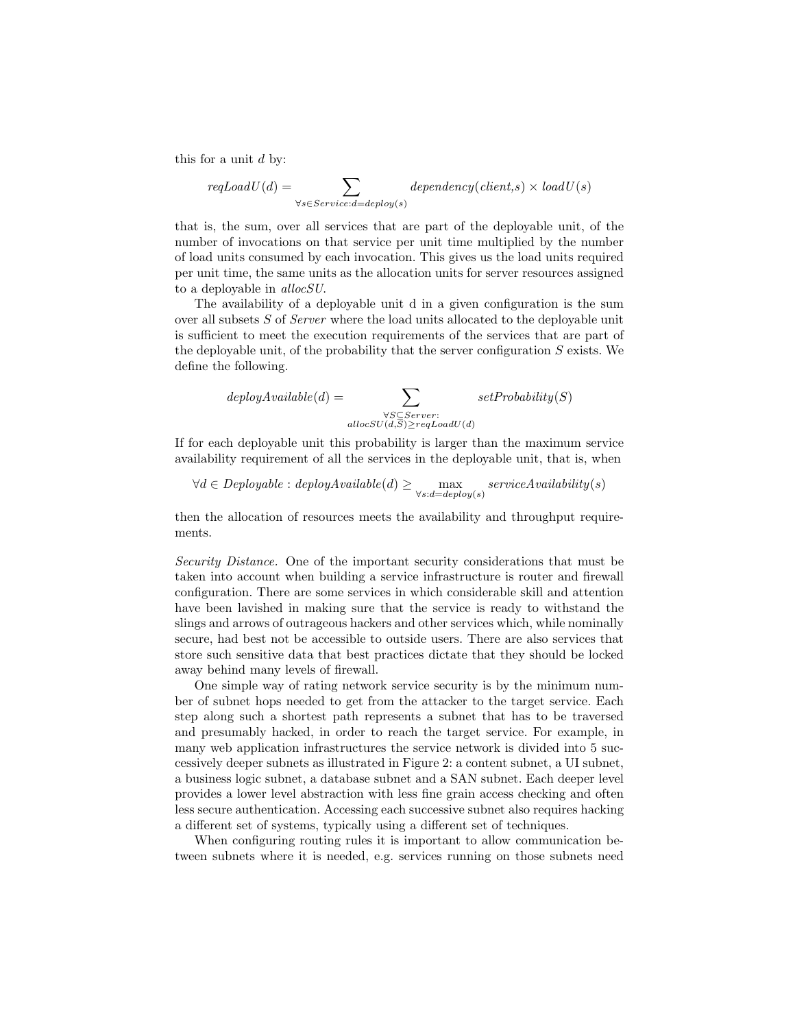this for a unit $d$ by:

$$reqLoadU(d) = \sum_{\forall s \in Service: d = deploy(s)} dependency(client, s) \times loadU(s)$$

that is, the sum, over all services that are part of the deployable unit, of the number of invocations on that service per unit time multiplied by the number of load units consumed by each invocation. This gives us the load units required per unit time, the same units as the allocation units for server resources assigned to a deployable in *allocSU*.

The availability of a deployable unit d in a given configuration is the sum over all subsets $S$ of *Server* where the load units allocated to the deployable unit is sufficient to meet the execution requirements of the services that are part of the deployable unit, of the probability that the server configuration $S$ exists. We define the following.

$$deployAvailable(d) = \sum_{\substack{\forall S \subseteq Server: \\ allocSU(d, \overline{S}) \geq reqLoadU(d)}} setProbability(S)$$

If for each deployable unit this probability is larger than the maximum service availability requirement of all the services in the deployable unit, that is, when

$$\forall d \in Deployable : deployAvailable(d) \geq \max_{\forall s: d = deploy(s)} serviceAvailability(s)$$

then the allocation of resources meets the availability and throughput requirements.

*Security Distance.* One of the important security considerations that must be taken into account when building a service infrastructure is router and firewall configuration. There are some services in which considerable skill and attention have been lavished in making sure that the service is ready to withstand the slings and arrows of outrageous hackers and other services which, while nominally secure, had best not be accessible to outside users. There are also services that store such sensitive data that best practices dictate that they should be locked away behind many levels of firewall.

One simple way of rating network service security is by the minimum number of subnet hops needed to get from the attacker to the target service. Each step along such a shortest path represents a subnet that has to be traversed and presumably hacked, in order to reach the target service. For example, in many web application infrastructures the service network is divided into 5 successively deeper subnets as illustrated in Figure 2: a content subnet, a UI subnet, a business logic subnet, a database subnet and a SAN subnet. Each deeper level provides a lower level abstraction with less fine grain access checking and often less secure authentication. Accessing each successive subnet also requires hacking a different set of systems, typically using a different set of techniques.

When configuring routing rules it is important to allow communication between subnets where it is needed, e.g. services running on those subnets need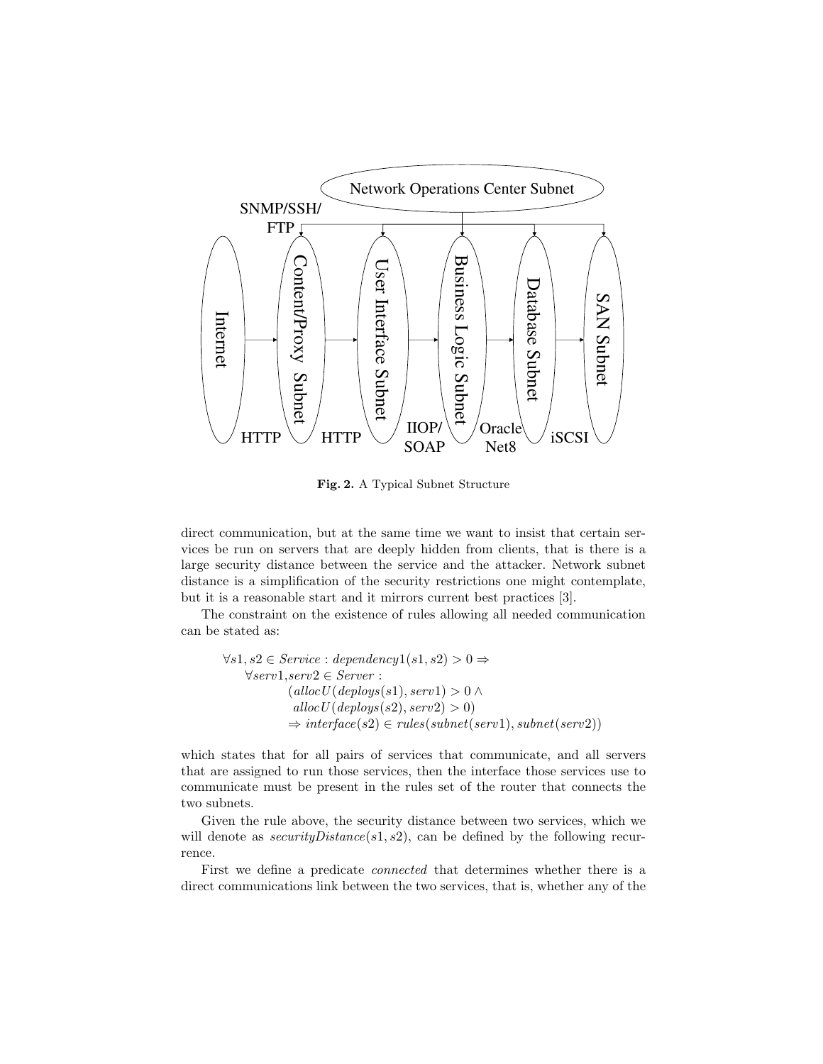**Fig. 2.** A Typical Subnet Structure

direct communication, but at the same time we want to insist that certain services be run on servers that are deeply hidden from clients, that is there is a large security distance between the service and the attacker. Network subnet distance is a simplification of the security restrictions one might contemplate, but it is a reasonable start and it mirrors current best practices [3].

The constraint on the existence of rules allowing all needed communication can be stated as:

$$\begin{aligned}
&\forall s1, s2 \in \mathit{Service} : \mathit{dependency1}(s1, s2) > 0 \Rightarrow \\
&\quad \forall \mathit{serv1}, \mathit{serv2} \in \mathit{Server} : \\
&\qquad (\mathit{allocU}(\mathit{deploys}(s1), \mathit{serv1}) > 0 \wedge \\
&\qquad\ \mathit{allocU}(\mathit{deploys}(s2), \mathit{serv2}) > 0) \\
&\qquad \Rightarrow \mathit{interface}(s2) \in \mathit{rules}(\mathit{subnet}(\mathit{serv1}), \mathit{subnet}(\mathit{serv2}))
\end{aligned}$$

which states that for all pairs of services that communicate, and all servers that are assigned to run those services, then the interface those services use to communicate must be present in the rules set of the router that connects the two subnets.

Given the rule above, the security distance between two services, which we will denote as $\mathit{securityDistance}(s1, s2)$, can be defined by the following recurrence.

First we define a predicate *connected* that determines whether there is a direct communications link between the two services, that is, whether any of the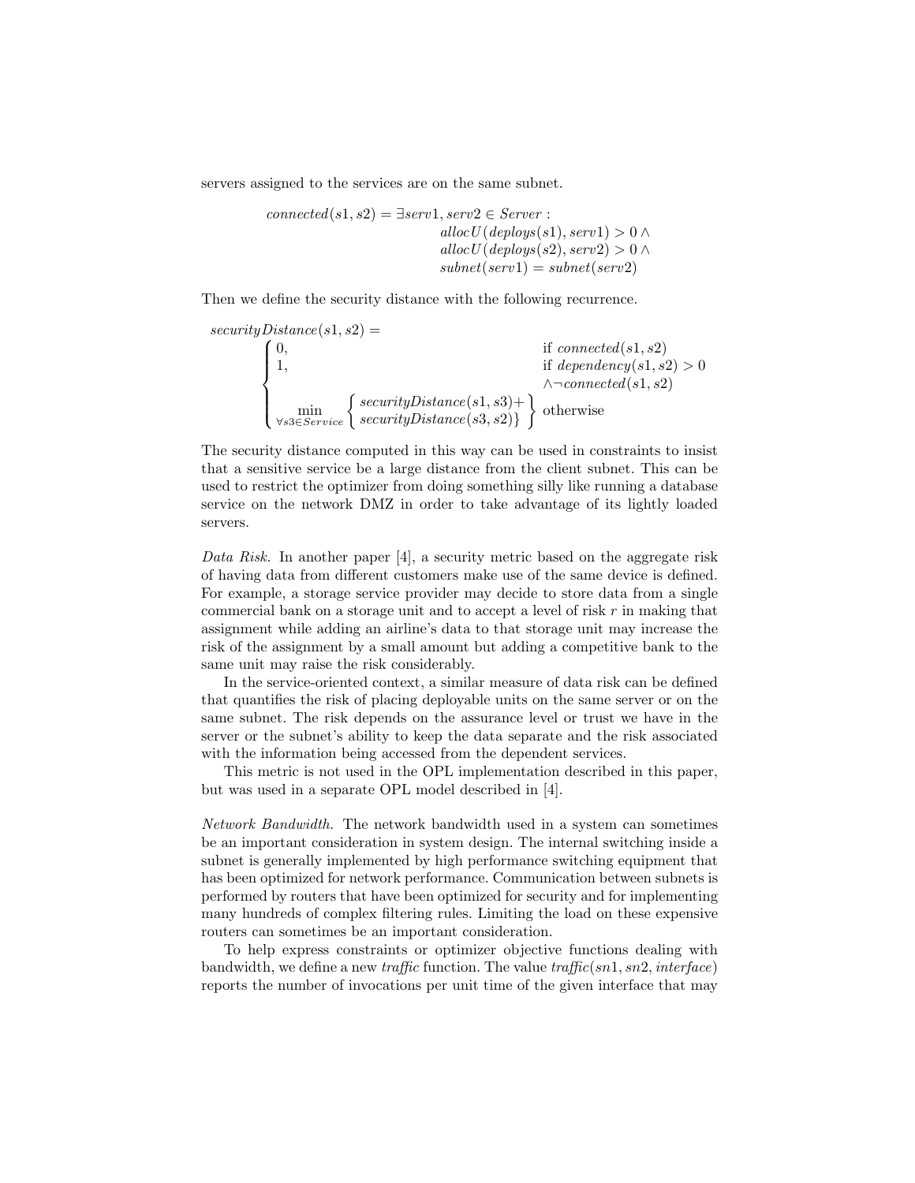servers assigned to the services are on the same subnet.

$$
\begin{aligned}
connected(s1, s2) = \exists serv1, serv2 \in Server :& \\
& allocU(deploys(s1), serv1) > 0 \wedge \\
& allocU(deploys(s2), serv2) > 0 \wedge \\
& subnet(serv1) = subnet(serv2)
\end{aligned}
$$

Then we define the security distance with the following recurrence.

$$
securityDistance(s1, s2) = \begin{cases} 0, & \text{if } connected(s1, s2) \\ 1, & \text{if } dependency(s1, s2) > 0 \\ & \wedge \neg connected(s1, s2) \\ \min\limits_{\forall s3 \in Service} \left\{ \begin{array}{l} securityDistance(s1, s3) + \\ securityDistance(s3, s2) \end{array} \right\} & \text{otherwise} \end{cases}
$$

The security distance computed in this way can be used in constraints to insist that a sensitive service be a large distance from the client subnet. This can be used to restrict the optimizer from doing something silly like running a database service on the network DMZ in order to take advantage of its lightly loaded servers.

*Data Risk.* In another paper [4], a security metric based on the aggregate risk of having data from different customers make use of the same device is defined. For example, a storage service provider may decide to store data from a single commercial bank on a storage unit and to accept a level of risk $r$ in making that assignment while adding an airline's data to that storage unit may increase the risk of the assignment by a small amount but adding a competitive bank to the same unit may raise the risk considerably.

In the service-oriented context, a similar measure of data risk can be defined that quantifies the risk of placing deployable units on the same server or on the same subnet. The risk depends on the assurance level or trust we have in the server or the subnet's ability to keep the data separate and the risk associated with the information being accessed from the dependent services.

This metric is not used in the OPL implementation described in this paper, but was used in a separate OPL model described in [4].

*Network Bandwidth.* The network bandwidth used in a system can sometimes be an important consideration in system design. The internal switching inside a subnet is generally implemented by high performance switching equipment that has been optimized for network performance. Communication between subnets is performed by routers that have been optimized for security and for implementing many hundreds of complex filtering rules. Limiting the load on these expensive routers can sometimes be an important consideration.

To help express constraints or optimizer objective functions dealing with bandwidth, we define a new *traffic* function. The value *traffic*$(sn1, sn2, interface)$ reports the number of invocations per unit time of the given interface that may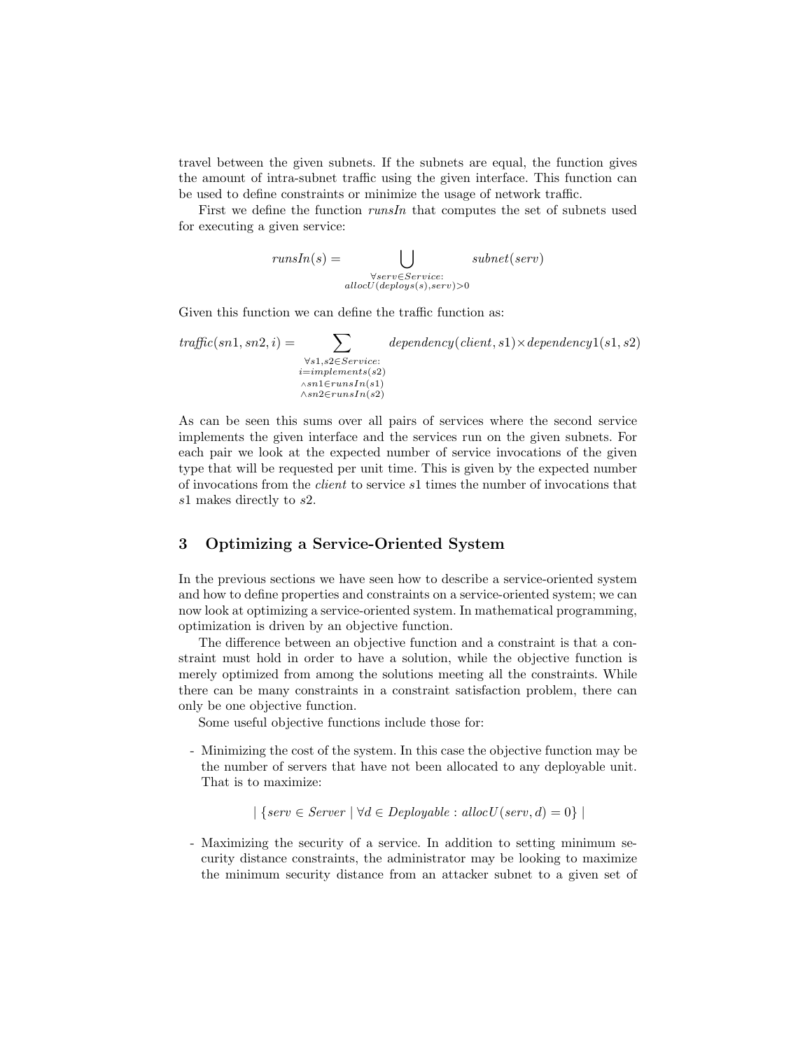travel between the given subnets. If the subnets are equal, the function gives the amount of intra-subnet traffic using the given interface. This function can be used to define constraints or minimize the usage of network traffic.

First we define the function *runsIn* that computes the set of subnets used for executing a given service:

$$runsIn(s) = \bigcup_{\substack{\forall serv \in Service: \\ allocU(deploys(s), serv) > 0}} subnet(serv)$$

Given this function we can define the traffic function as:

$$traffic(sn1, sn2, i) = \sum_{\substack{\forall s1, s2 \in Service: \\ i = implements(s2) \\ \wedge sn1 \in runsIn(s1) \\ \wedge sn2 \in runsIn(s2)}} dependency(client, s1) \times dependency1(s1, s2)$$

As can be seen this sums over all pairs of services where the second service implements the given interface and the services run on the given subnets. For each pair we look at the expected number of service invocations of the given type that will be requested per unit time. This is given by the expected number of invocations from the *client* to service $s1$ times the number of invocations that $s1$ makes directly to $s2$.

## 3 Optimizing a Service-Oriented System

In the previous sections we have seen how to describe a service-oriented system and how to define properties and constraints on a service-oriented system; we can now look at optimizing a service-oriented system. In mathematical programming, optimization is driven by an objective function.

The difference between an objective function and a constraint is that a constraint must hold in order to have a solution, while the objective function is merely optimized from among the solutions meeting all the constraints. While there can be many constraints in a constraint satisfaction problem, there can only be one objective function.

Some useful objective functions include those for:

- Minimizing the cost of the system. In this case the objective function may be the number of servers that have not been allocated to any deployable unit. That is to maximize:

$$\mid \{ serv \in Server \mid \forall d \in Deployable : allocU(serv, d) = 0 \} \mid$$

- Maximizing the security of a service. In addition to setting minimum security distance constraints, the administrator may be looking to maximize the minimum security distance from an attacker subnet to a given set of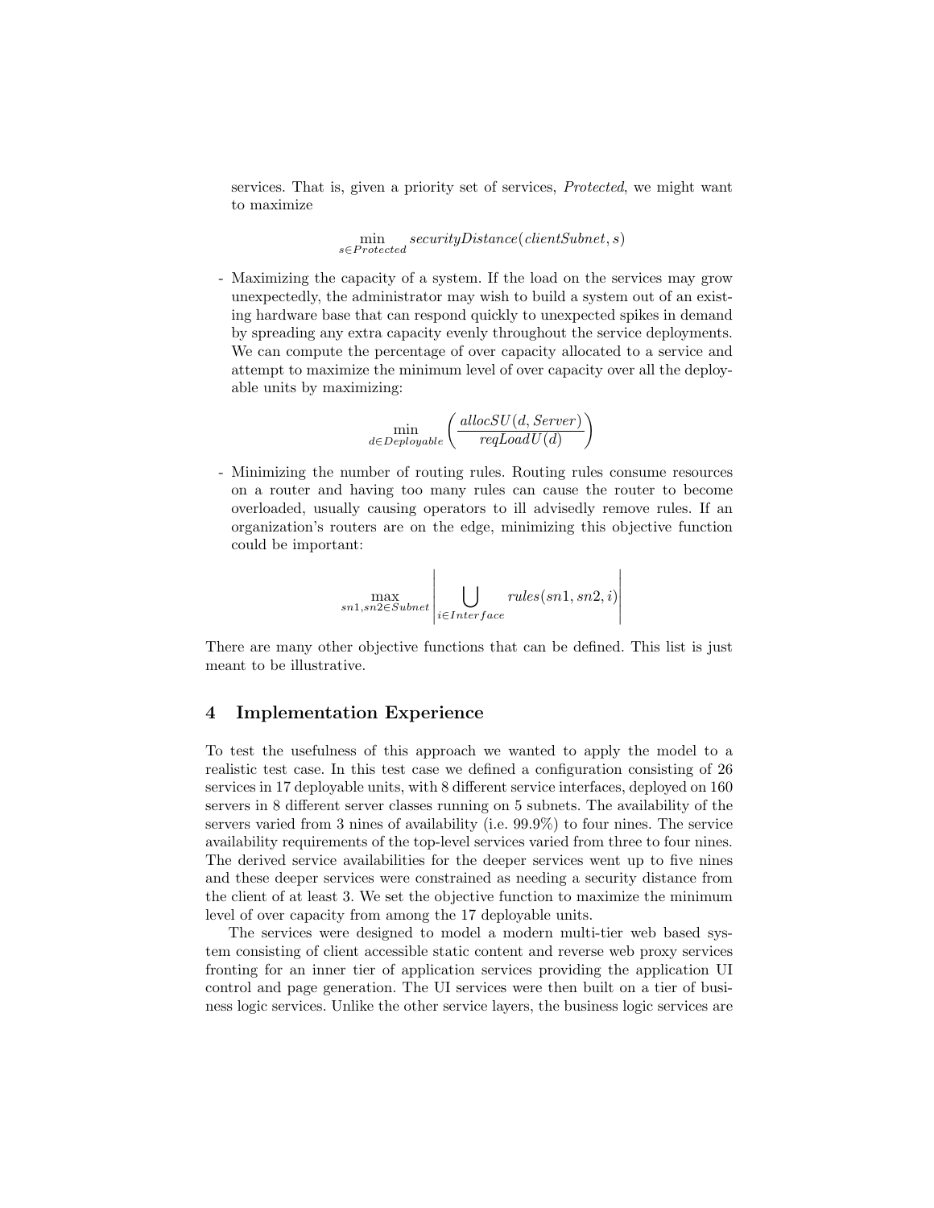services. That is, given a priority set of services, *Protected*, we might want to maximize

$$\min_{s \in Protected} securityDistance(clientSubnet, s)$$

- Maximizing the capacity of a system. If the load on the services may grow unexpectedly, the administrator may wish to build a system out of an existing hardware base that can respond quickly to unexpected spikes in demand by spreading any extra capacity evenly throughout the service deployments. We can compute the percentage of over capacity allocated to a service and attempt to maximize the minimum level of over capacity over all the deployable units by maximizing:

$$\min_{d \in Deployable} \left( \frac{allocSU(d, Server)}{reqLoadU(d)} \right)$$

- Minimizing the number of routing rules. Routing rules consume resources on a router and having too many rules can cause the router to become overloaded, usually causing operators to ill advisedly remove rules. If an organization's routers are on the edge, minimizing this objective function could be important:

$$\max_{sn1, sn2 \in Subnet} \left| \bigcup_{i \in Interface} rules(sn1, sn2, i) \right|$$

There are many other objective functions that can be defined. This list is just meant to be illustrative.

## 4 Implementation Experience

To test the usefulness of this approach we wanted to apply the model to a realistic test case. In this test case we defined a configuration consisting of 26 services in 17 deployable units, with 8 different service interfaces, deployed on 160 servers in 8 different server classes running on 5 subnets. The availability of the servers varied from 3 nines of availability (i.e. 99.9%) to four nines. The service availability requirements of the top-level services varied from three to four nines. The derived service availabilities for the deeper services went up to five nines and these deeper services were constrained as needing a security distance from the client of at least 3. We set the objective function to maximize the minimum level of over capacity from among the 17 deployable units.

The services were designed to model a modern multi-tier web based system consisting of client accessible static content and reverse web proxy services fronting for an inner tier of application services providing the application UI control and page generation. The UI services were then built on a tier of business logic services. Unlike the other service layers, the business logic services are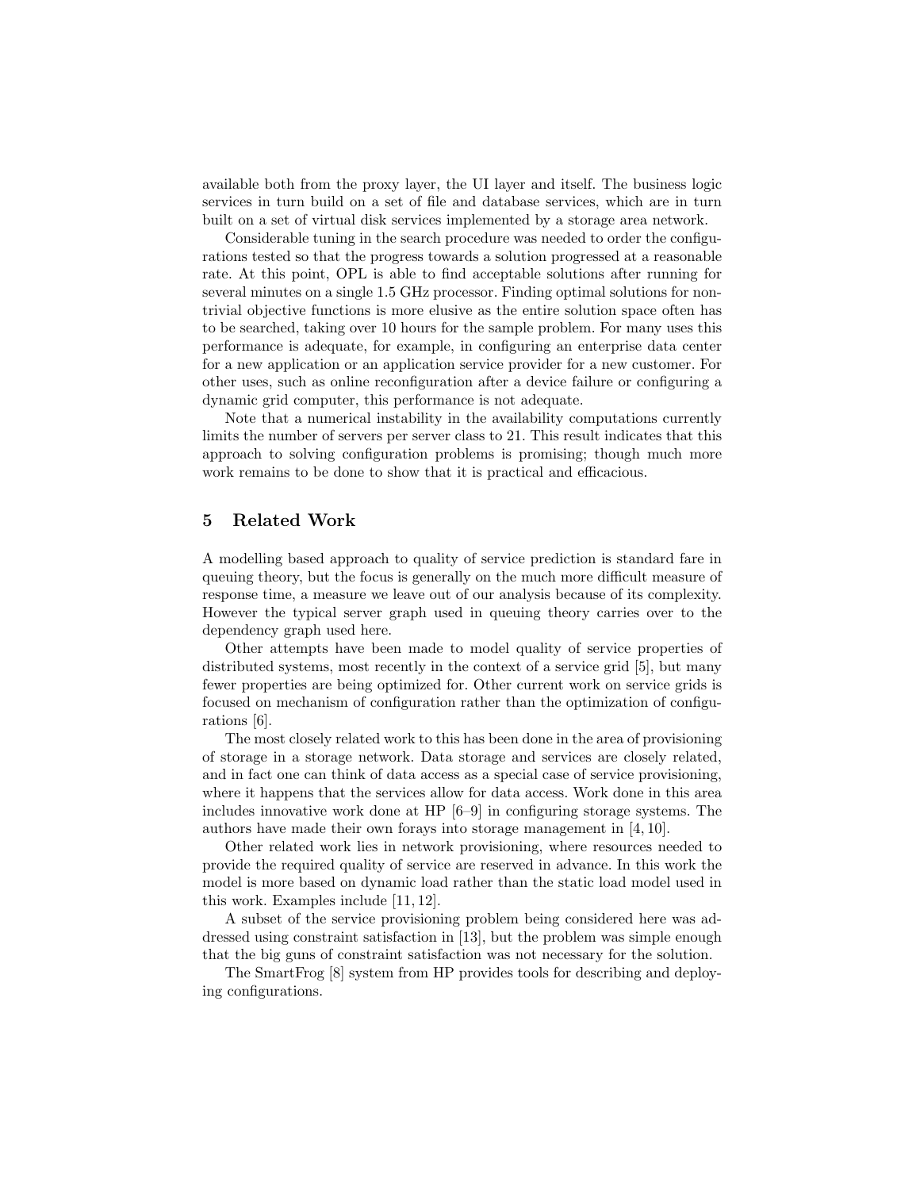available both from the proxy layer, the UI layer and itself. The business logic services in turn build on a set of file and database services, which are in turn built on a set of virtual disk services implemented by a storage area network.

Considerable tuning in the search procedure was needed to order the configurations tested so that the progress towards a solution progressed at a reasonable rate. At this point, OPL is able to find acceptable solutions after running for several minutes on a single 1.5 GHz processor. Finding optimal solutions for non-trivial objective functions is more elusive as the entire solution space often has to be searched, taking over 10 hours for the sample problem. For many uses this performance is adequate, for example, in configuring an enterprise data center for a new application or an application service provider for a new customer. For other uses, such as online reconfiguration after a device failure or configuring a dynamic grid computer, this performance is not adequate.

Note that a numerical instability in the availability computations currently limits the number of servers per server class to 21. This result indicates that this approach to solving configuration problems is promising; though much more work remains to be done to show that it is practical and efficacious.

## 5 Related Work

A modelling based approach to quality of service prediction is standard fare in queuing theory, but the focus is generally on the much more difficult measure of response time, a measure we leave out of our analysis because of its complexity. However the typical server graph used in queuing theory carries over to the dependency graph used here.

Other attempts have been made to model quality of service properties of distributed systems, most recently in the context of a service grid [5], but many fewer properties are being optimized for. Other current work on service grids is focused on mechanism of configuration rather than the optimization of configurations [6].

The most closely related work to this has been done in the area of provisioning of storage in a storage network. Data storage and services are closely related, and in fact one can think of data access as a special case of service provisioning, where it happens that the services allow for data access. Work done in this area includes innovative work done at HP [6–9] in configuring storage systems. The authors have made their own forays into storage management in [4, 10].

Other related work lies in network provisioning, where resources needed to provide the required quality of service are reserved in advance. In this work the model is more based on dynamic load rather than the static load model used in this work. Examples include [11, 12].

A subset of the service provisioning problem being considered here was addressed using constraint satisfaction in [13], but the problem was simple enough that the big guns of constraint satisfaction was not necessary for the solution.

The SmartFrog [8] system from HP provides tools for describing and deploying configurations.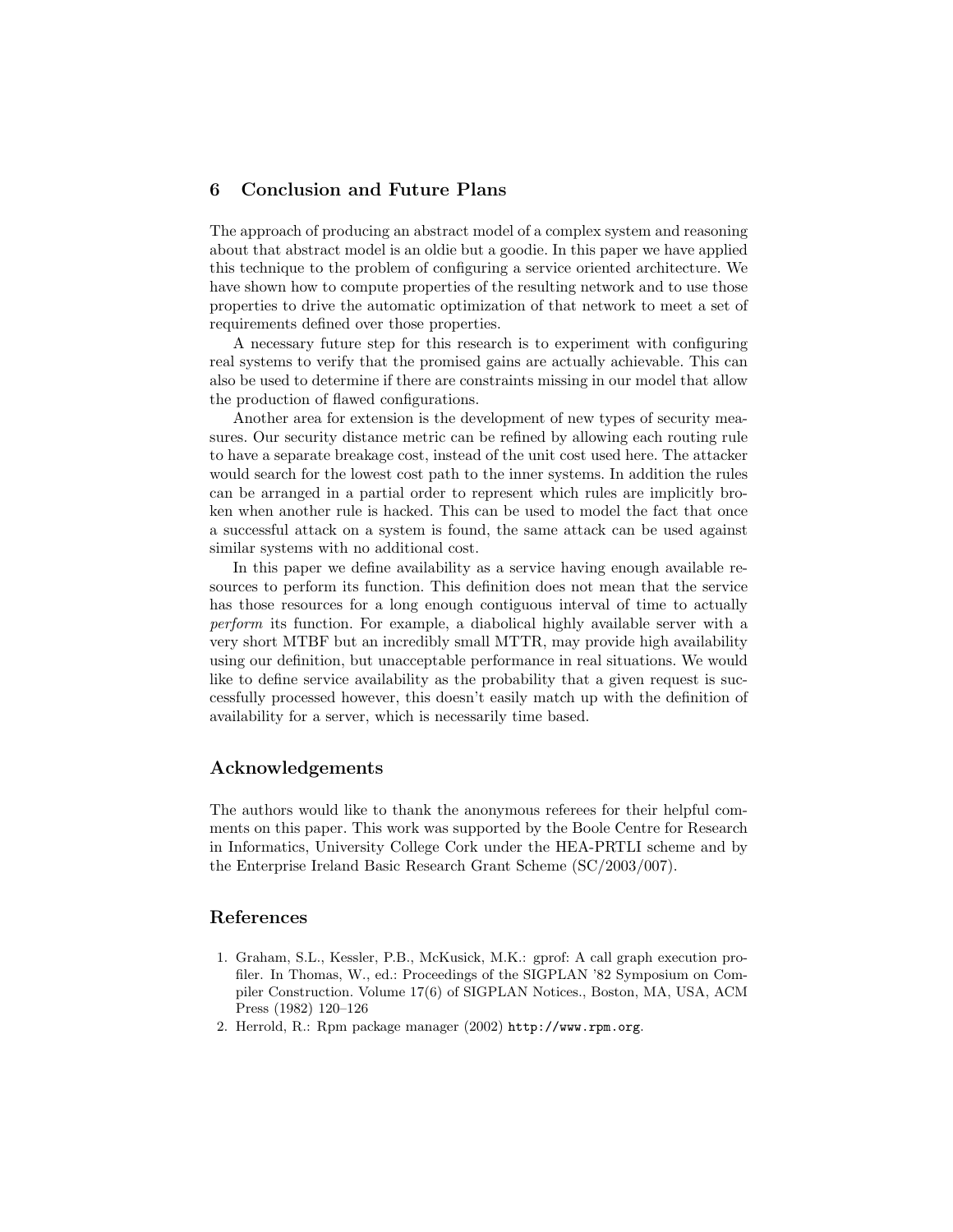## 6 Conclusion and Future Plans

The approach of producing an abstract model of a complex system and reasoning about that abstract model is an oldie but a goodie. In this paper we have applied this technique to the problem of configuring a service oriented architecture. We have shown how to compute properties of the resulting network and to use those properties to drive the automatic optimization of that network to meet a set of requirements defined over those properties.

A necessary future step for this research is to experiment with configuring real systems to verify that the promised gains are actually achievable. This can also be used to determine if there are constraints missing in our model that allow the production of flawed configurations.

Another area for extension is the development of new types of security measures. Our security distance metric can be refined by allowing each routing rule to have a separate breakage cost, instead of the unit cost used here. The attacker would search for the lowest cost path to the inner systems. In addition the rules can be arranged in a partial order to represent which rules are implicitly broken when another rule is hacked. This can be used to model the fact that once a successful attack on a system is found, the same attack can be used against similar systems with no additional cost.

In this paper we define availability as a service having enough available resources to perform its function. This definition does not mean that the service has those resources for a long enough contiguous interval of time to actually *perform* its function. For example, a diabolical highly available server with a very short MTBF but an incredibly small MTTR, may provide high availability using our definition, but unacceptable performance in real situations. We would like to define service availability as the probability that a given request is successfully processed however, this doesn't easily match up with the definition of availability for a server, which is necessarily time based.

## Acknowledgements

The authors would like to thank the anonymous referees for their helpful comments on this paper. This work was supported by the Boole Centre for Research in Informatics, University College Cork under the HEA-PRTLI scheme and by the Enterprise Ireland Basic Research Grant Scheme (SC/2003/007).

## References

1. Graham, S.L., Kessler, P.B., McKusick, M.K.: gprof: A call graph execution profiler. In Thomas, W., ed.: Proceedings of the SIGPLAN '82 Symposium on Compiler Construction. Volume 17(6) of SIGPLAN Notices., Boston, MA, USA, ACM Press (1982) 120–126
2. Herrold, R.: Rpm package manager (2002) `http://www.rpm.org`.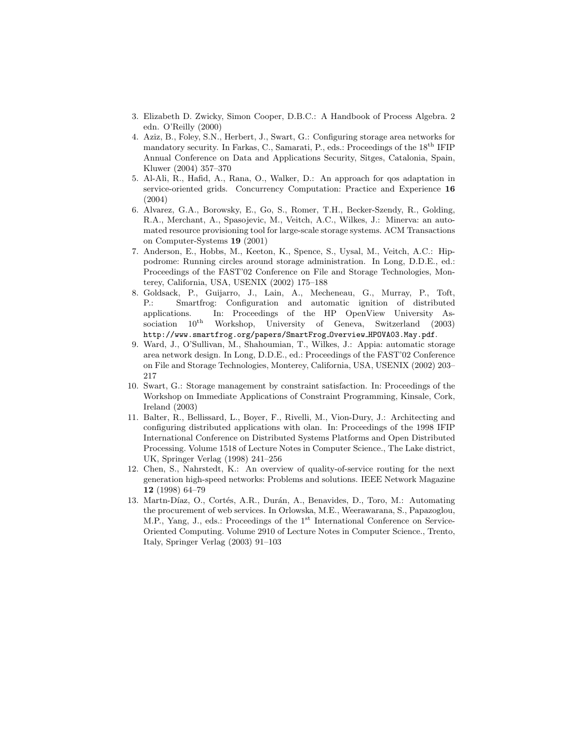3. Elizabeth D. Zwicky, Simon Cooper, D.B.C.: A Handbook of Process Algebra. 2 edn. O'Reilly (2000)
4. Aziz, B., Foley, S.N., Herbert, J., Swart, G.: Configuring storage area networks for mandatory security. In Farkas, C., Samarati, P., eds.: Proceedings of the 18th IFIP Annual Conference on Data and Applications Security, Sitges, Catalonia, Spain, Kluwer (2004) 357–370
5. Al-Ali, R., Hafid, A., Rana, O., Walker, D.: An approach for qos adaptation in service-oriented grids. Concurrency Computation: Practice and Experience **16** (2004)
6. Alvarez, G.A., Borowsky, E., Go, S., Romer, T.H., Becker-Szendy, R., Golding, R.A., Merchant, A., Spasojevic, M., Veitch, A.C., Wilkes, J.: Minerva: an automated resource provisioning tool for large-scale storage systems. ACM Transactions on Computer-Systems **19** (2001)
7. Anderson, E., Hobbs, M., Keeton, K., Spence, S., Uysal, M., Veitch, A.C.: Hippodrome: Running circles around storage administration. In Long, D.D.E., ed.: Proceedings of the FAST'02 Conference on File and Storage Technologies, Monterey, California, USA, USENIX (2002) 175–188
8. Goldsack, P., Guijarro, J., Lain, A., Mecheneau, G., Murray, P., Toft, P.: Smartfrog: Configuration and automatic ignition of distributed applications. In: Proceedings of the HP OpenView University Association 10th Workshop, University of Geneva, Switzerland (2003) `http://www.smartfrog.org/papers/SmartFrog_Overview_HPOVA03.May.pdf`.
9. Ward, J., O'Sullivan, M., Shahoumian, T., Wilkes, J.: Appia: automatic storage area network design. In Long, D.D.E., ed.: Proceedings of the FAST'02 Conference on File and Storage Technologies, Monterey, California, USA, USENIX (2002) 203–217
10. Swart, G.: Storage management by constraint satisfaction. In: Proceedings of the Workshop on Immediate Applications of Constraint Programming, Kinsale, Cork, Ireland (2003)
11. Balter, R., Bellissard, L., Boyer, F., Rivelli, M., Vion-Dury, J.: Architecting and configuring distributed applications with olan. In: Proceedings of the 1998 IFIP International Conference on Distributed Systems Platforms and Open Distributed Processing. Volume 1518 of Lecture Notes in Computer Science., The Lake district, UK, Springer Verlag (1998) 241–256
12. Chen, S., Nahrstedt, K.: An overview of quality-of-service routing for the next generation high-speed networks: Problems and solutions. IEEE Network Magazine **12** (1998) 64–79
13. Martn-Díaz, O., Cortés, A.R., Durán, A., Benavides, D., Toro, M.: Automating the procurement of web services. In Orlowska, M.E., Weerawarana, S., Papazoglou, M.P., Yang, J., eds.: Proceedings of the 1st International Conference on Service-Oriented Computing. Volume 2910 of Lecture Notes in Computer Science., Trento, Italy, Springer Verlag (2003) 91–103